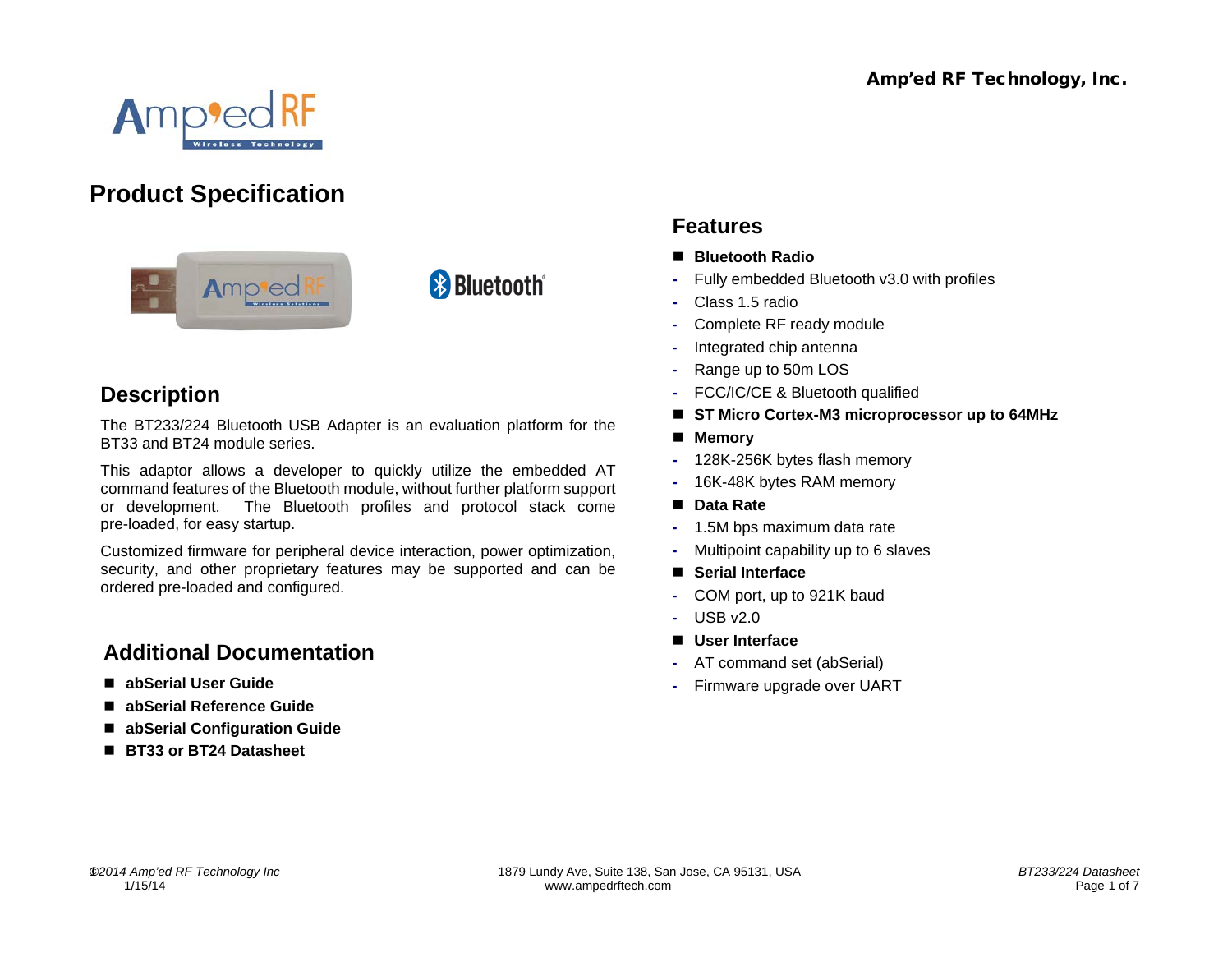# Product Specification

## Description

The BT233/224 Bluetooth USB Adapter is an evaluation platform for the BT33 and BT24 module series.

This adaptor allows a developer to quickly utilize the embedded AT command features of the Bluetooth module, without further platform support or development. The Bluetooth profiles and protocol stack come pre-loaded, for easy startup.

Customized firmware for peripheral device interaction, power optimization, security, and other proprietary features may be supported and can be ordered pre-loaded and configured.

## Additional Documentation

- **abSerial User Guide**
- **abSerial Reference Guide**
- **abSerial Configuration Guide**
- **BT33 or BT24 Datasheet**

## Features

- **Bluetooth Radio**
  - Fully embedded Bluetooth v3.0 with profiles
  - Class 1.5 radio
  - Complete RF ready module
  - Integrated chip antenna
  - Range up to 50m LOS
  - FCC/IC/CE & Bluetooth qualified
- **ST Micro Cortex-M3 microprocessor up to 64MHz**
- **Memory**
  - 128K-256K bytes flash memory
  - 16K-48K bytes RAM memory
- **Data Rate**
  - 1.5M bps maximum data rate
  - Multipoint capability up to 6 slaves
- **Serial Interface**
  - COM port, up to 921K baud
  - USB v2.0
- **User Interface**
  - AT command set (abSerial)
  - Firmware upgrade over UART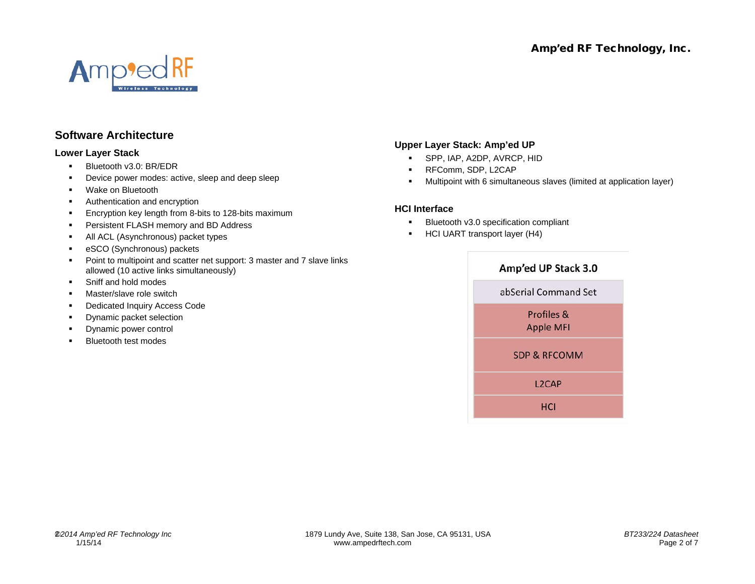## Software Architecture

### Lower Layer Stack

- Bluetooth v3.0: BR/EDR
- Device power modes: active, sleep and deep sleep
- Wake on Bluetooth
- Authentication and encryption
- Encryption key length from 8-bits to 128-bits maximum
- Persistent FLASH memory and BD Address
- All ACL (Asynchronous) packet types
- eSCO (Synchronous) packets
- Point to multipoint and scatter net support: 3 master and 7 slave links allowed (10 active links simultaneously)
- Sniff and hold modes
- Master/slave role switch
- Dedicated Inquiry Access Code
- Dynamic packet selection
- Dynamic power control
- Bluetooth test modes

### Upper Layer Stack: Amp'ed UP

- SPP, IAP, A2DP, AVRCP, HID
- RFComm, SDP, L2CAP
- Multipoint with 6 simultaneous slaves (limited at application layer)

### HCI Interface

- Bluetooth v3.0 specification compliant
- HCI UART transport layer (H4)

| Amp'ed UP Stack 3.0 |
|---|
| abSerial Command Set |
| Profiles & Apple MFI |
| SDP & RFCOMM |
| L2CAP |
| HCI |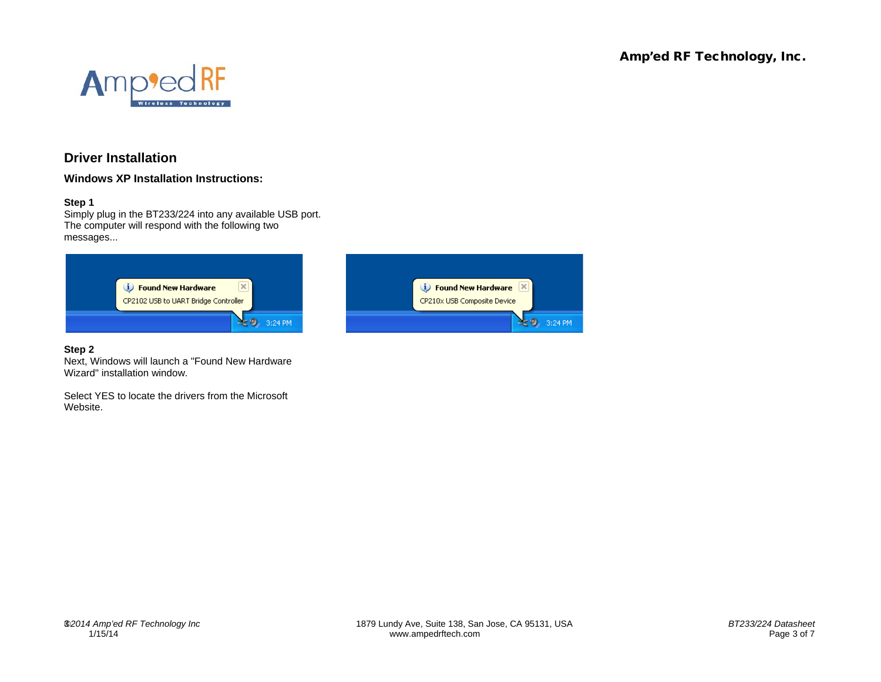## Driver Installation

### Windows XP Installation Instructions:

**Step 1**
Simply plug in the BT233/224 into any available USB port. The computer will respond with the following two messages...

**Step 2**
Next, Windows will launch a "Found New Hardware Wizard" installation window.

Select YES to locate the drivers from the Microsoft Website.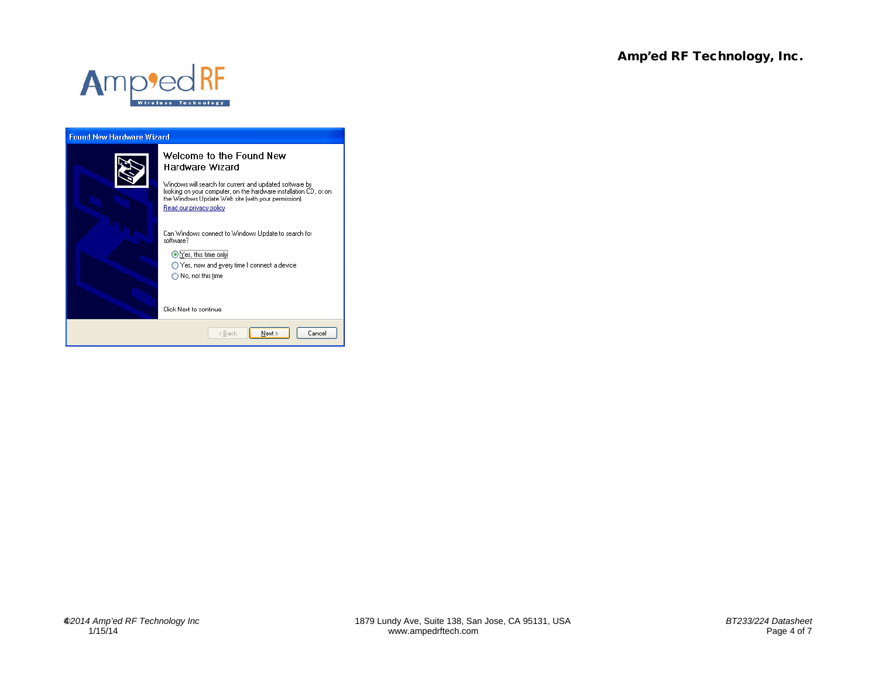Found New Hardware Wizard

Welcome to the Found New Hardware Wizard

Windows will search for current and updated software by looking on your computer, on the hardware installation CD, or on the Windows Update Web site (with your permission).

Read our privacy policy

Can Windows connect to Windows Update to search for software?

- Yes, this time only
- Yes, now and every time I connect a device
- No, not this time

Click Next to continue.

< Back | Next > | Cancel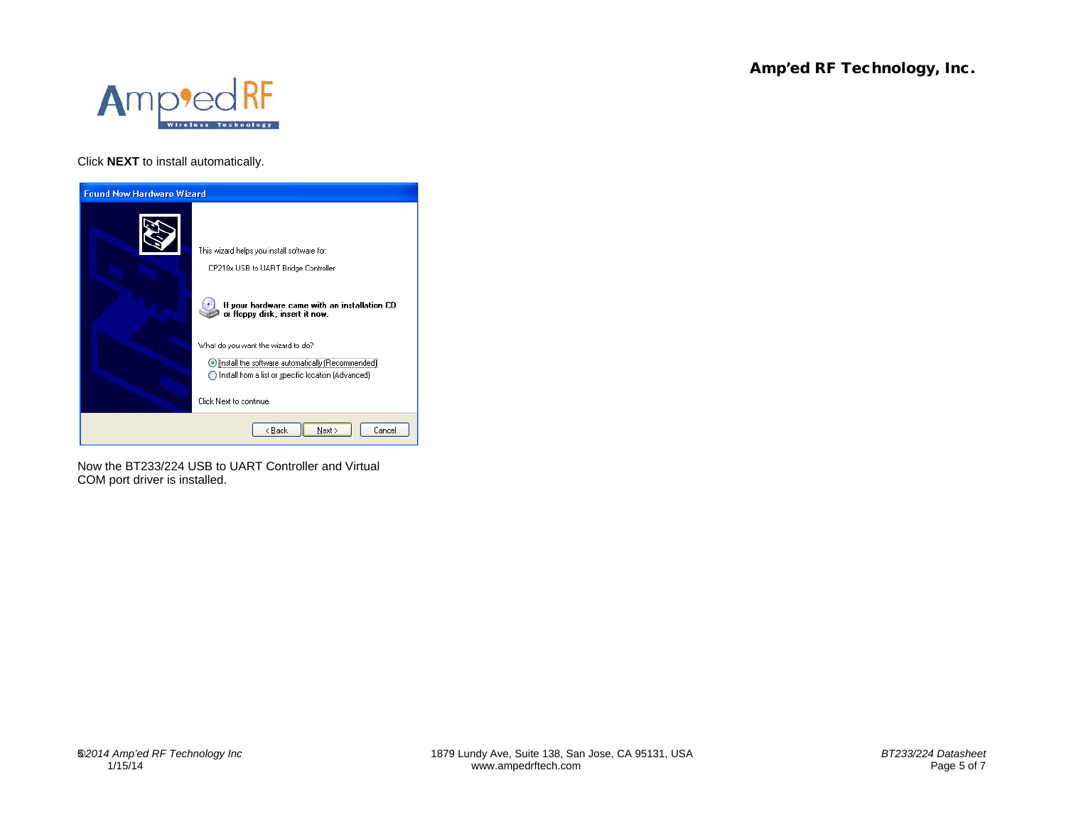Click **NEXT** to install automatically.

Now the BT233/224 USB to UART Controller and Virtual COM port driver is installed.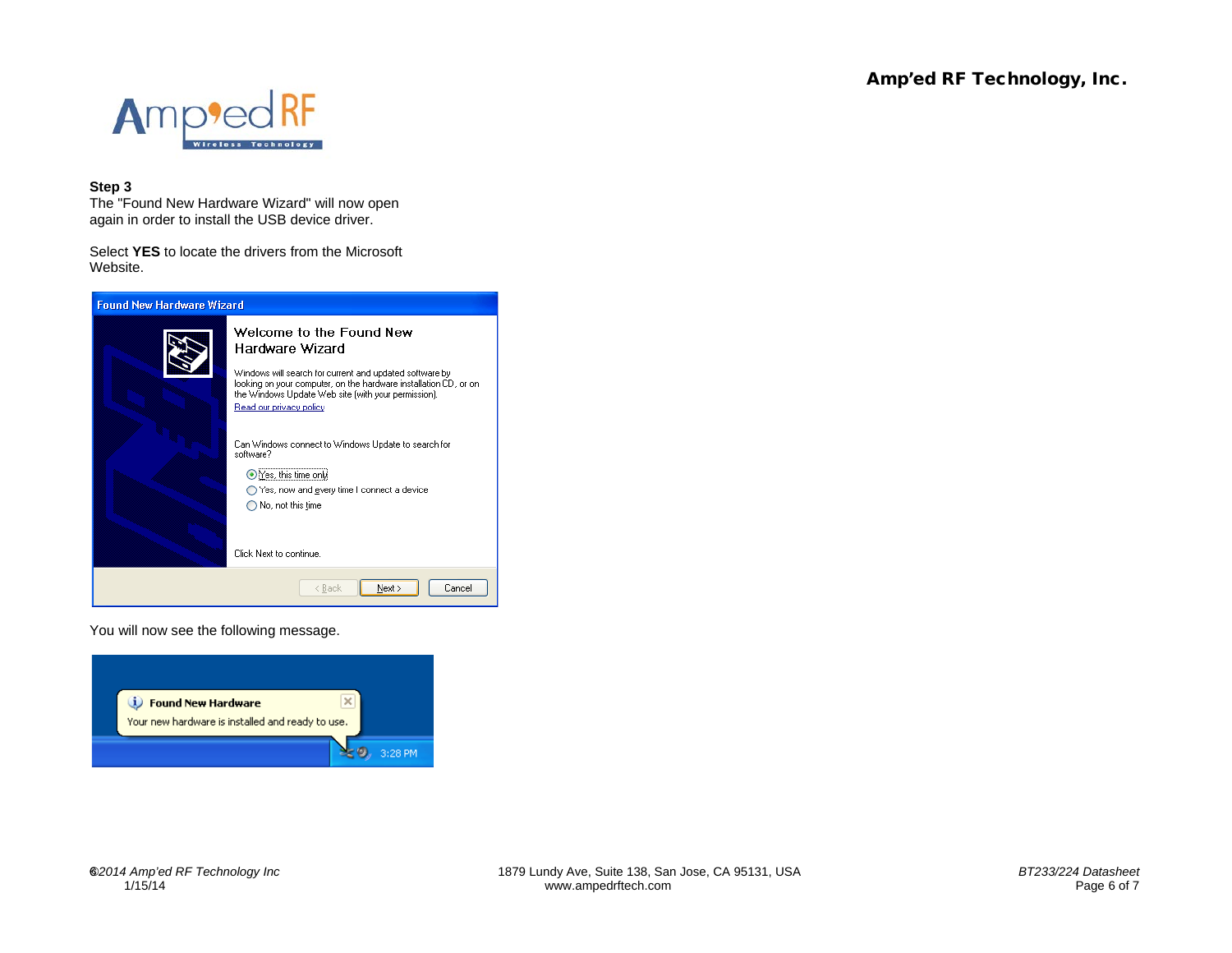**Step 3**

The "Found New Hardware Wizard" will now open again in order to install the USB device driver.

Select **YES** to locate the drivers from the Microsoft Website.

You will now see the following message.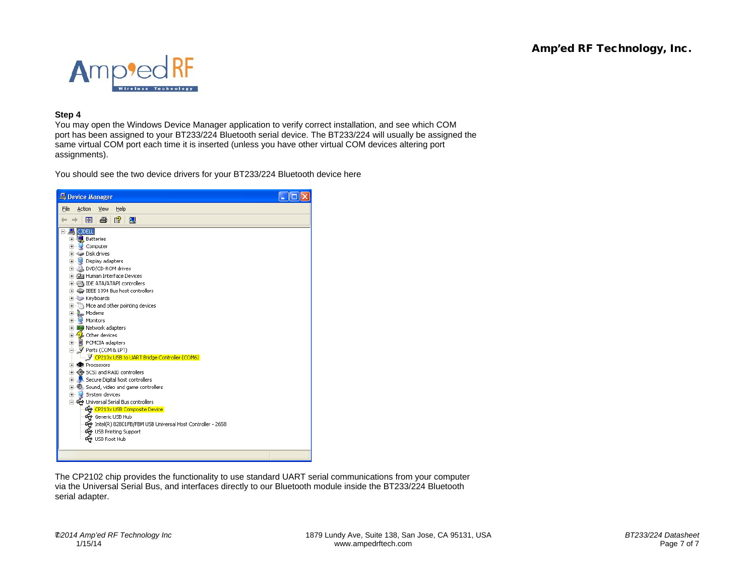**Step 4**

You may open the Windows Device Manager application to verify correct installation, and see which COM port has been assigned to your BT233/224 Bluetooth serial device. The BT233/224 will usually be assigned the same virtual COM port each time it is inserted (unless you have other virtual COM devices altering port assignments).

You should see the two device drivers for your BT233/224 Bluetooth device here

Device Manager

File Action View Help

Batteries
Computer
Disk drives
Display adapters
DVD/CD-ROM drives
Human Interface Devices
IDE ATA/ATAPI controllers
IEEE 1394 Bus host controllers
Keyboards
Mice and other pointing devices
Modems
Monitors
Network adapters
Other devices
PCMCIA adapters
Ports (COM & LPT)
CP210x USB to UART Bridge Controller (COM6)
Processors
SCSI and RAID controllers
Secure Digital host controllers
Sound, video and game controllers
System devices
Universal Serial Bus controllers
CP210x USB Composite Device
Generic USB Hub
Intel(R) 82801FB/FBM USB Universal Host Controller - 2658
USB Printing Support
USB Root Hub

The CP2102 chip provides the functionality to use standard UART serial communications from your computer via the Universal Serial Bus, and interfaces directly to our Bluetooth module inside the BT233/224 Bluetooth serial adapter.